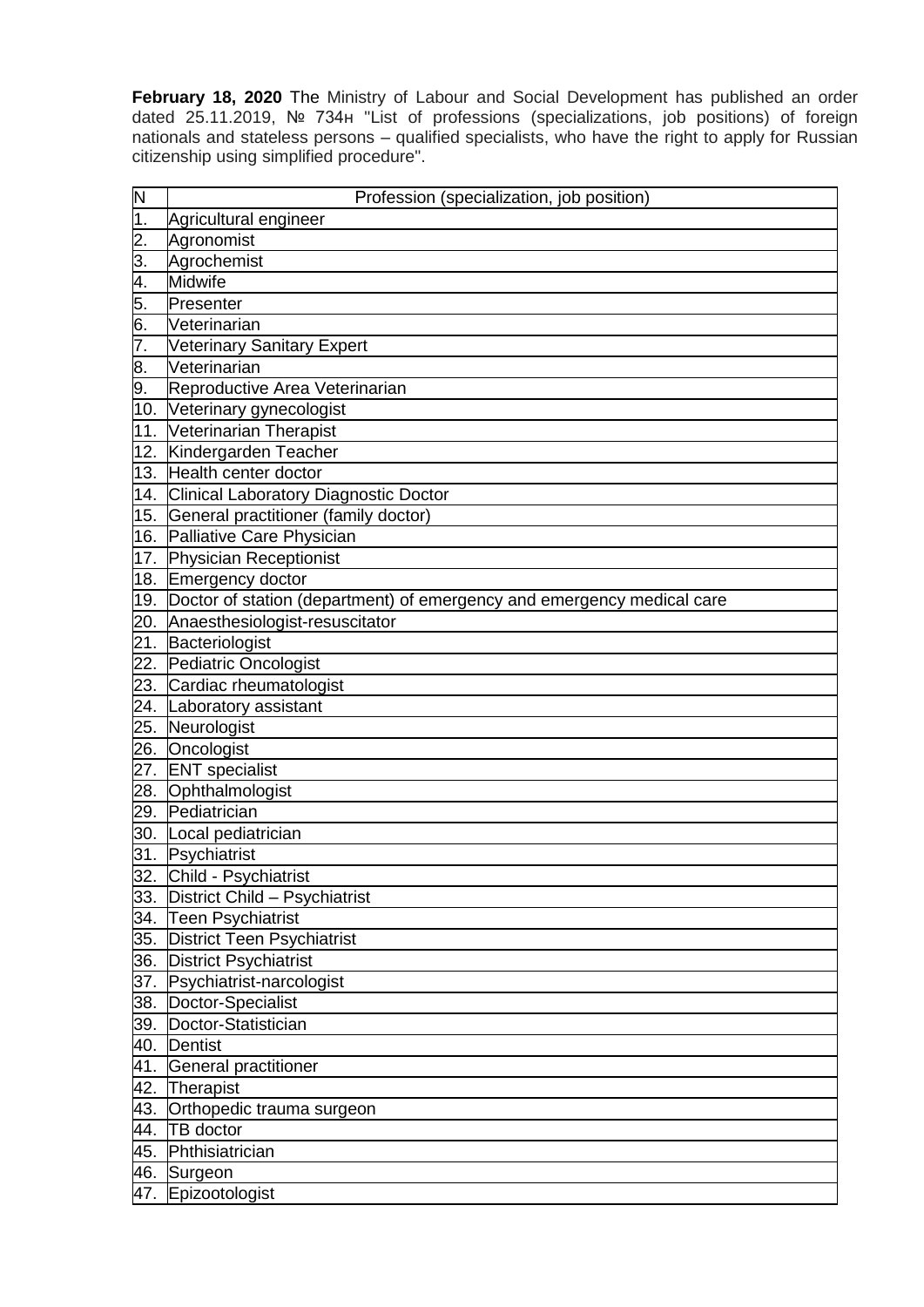**February 18, 2020** The Ministry of Labour and Social Development has published an order dated 25.11.2019, № 734н "List of professions (specializations, job positions) of foreign nationals and stateless persons – qualified specialists, who have the right to apply for Russian citizenship using simplified procedure".

| N | Profession (specialization, job position) |
|---|---|
| 1. | Agricultural engineer |
| 2. | Agronomist |
| 3. | Agrochemist |
| 4. | Midwife |
| 5. | Presenter |
| 6. | Veterinarian |
| 7. | Veterinary Sanitary Expert |
| 8. | Veterinarian |
| 9. | Reproductive Area Veterinarian |
| 10. | Veterinary gynecologist |
| 11. | Veterinarian Therapist |
| 12. | Kindergarden Teacher |
| 13. | Health center doctor |
| 14. | Clinical Laboratory Diagnostic Doctor |
| 15. | General practitioner (family doctor) |
| 16. | Palliative Care Physician |
| 17. | Physician Receptionist |
| 18. | Emergency doctor |
| 19. | Doctor of station (department) of emergency and emergency medical care |
| 20. | Anaesthesiologist-resuscitator |
| 21. | Bacteriologist |
| 22. | Pediatric Oncologist |
| 23. | Cardiac rheumatologist |
| 24. | Laboratory assistant |
| 25. | Neurologist |
| 26. | Oncologist |
| 27. | ENT specialist |
| 28. | Ophthalmologist |
| 29. | Pediatrician |
| 30. | Local pediatrician |
| 31. | Psychiatrist |
| 32. | Child - Psychiatrist |
| 33. | District Child – Psychiatrist |
| 34. | Teen Psychiatrist |
| 35. | District Teen Psychiatrist |
| 36. | District Psychiatrist |
| 37. | Psychiatrist-narcologist |
| 38. | Doctor-Specialist |
| 39. | Doctor-Statistician |
| 40. | Dentist |
| 41. | General practitioner |
| 42. | Therapist |
| 43. | Orthopedic trauma surgeon |
| 44. | TB doctor |
| 45. | Phthisiatrician |
| 46. | Surgeon |
| 47. | Epizootologist |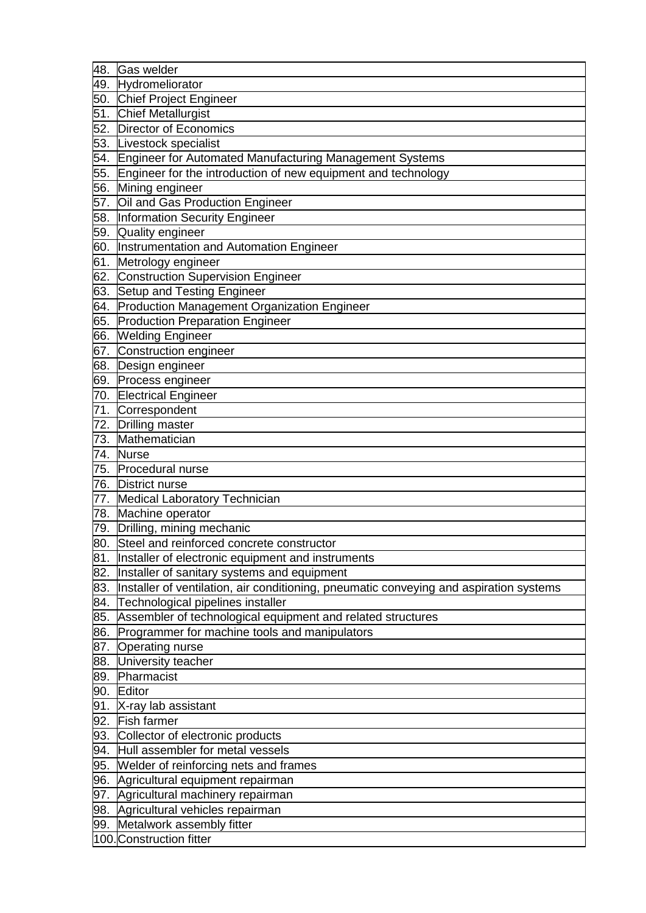| | |
|---|---|
| 48. | Gas welder |
| 49. | Hydromeliorator |
| 50. | Chief Project Engineer |
| 51. | Chief Metallurgist |
| 52. | Director of Economics |
| 53. | Livestock specialist |
| 54. | Engineer for Automated Manufacturing Management Systems |
| 55. | Engineer for the introduction of new equipment and technology |
| 56. | Mining engineer |
| 57. | Oil and Gas Production Engineer |
| 58. | Information Security Engineer |
| 59. | Quality engineer |
| 60. | Instrumentation and Automation Engineer |
| 61. | Metrology engineer |
| 62. | Construction Supervision Engineer |
| 63. | Setup and Testing Engineer |
| 64. | Production Management Organization Engineer |
| 65. | Production Preparation Engineer |
| 66. | Welding Engineer |
| 67. | Construction engineer |
| 68. | Design engineer |
| 69. | Process engineer |
| 70. | Electrical Engineer |
| 71. | Correspondent |
| 72. | Drilling master |
| 73. | Mathematician |
| 74. | Nurse |
| 75. | Procedural nurse |
| 76. | District nurse |
| 77. | Medical Laboratory Technician |
| 78. | Machine operator |
| 79. | Drilling, mining mechanic |
| 80. | Steel and reinforced concrete constructor |
| 81. | Installer of electronic equipment and instruments |
| 82. | Installer of sanitary systems and equipment |
| 83. | Installer of ventilation, air conditioning, pneumatic conveying and aspiration systems |
| 84. | Technological pipelines installer |
| 85. | Assembler of technological equipment and related structures |
| 86. | Programmer for machine tools and manipulators |
| 87. | Operating nurse |
| 88. | University teacher |
| 89. | Pharmacist |
| 90. | Editor |
| 91. | X-ray lab assistant |
| 92. | Fish farmer |
| 93. | Collector of electronic products |
| 94. | Hull assembler for metal vessels |
| 95. | Welder of reinforcing nets and frames |
| 96. | Agricultural equipment repairman |
| 97. | Agricultural machinery repairman |
| 98. | Agricultural vehicles repairman |
| 99. | Metalwork assembly fitter |
| 100. | Construction fitter |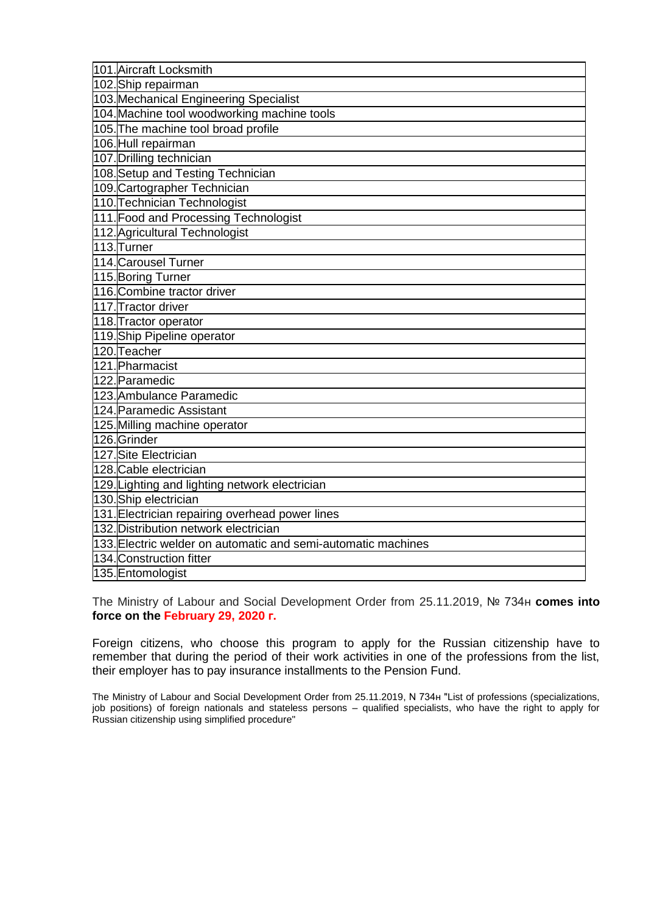| | |
|---|---|
| 101. | Aircraft Locksmith |
| 102. | Ship repairman |
| 103. | Mechanical Engineering Specialist |
| 104. | Machine tool woodworking machine tools |
| 105. | The machine tool broad profile |
| 106. | Hull repairman |
| 107. | Drilling technician |
| 108. | Setup and Testing Technician |
| 109. | Cartographer Technician |
| 110. | Technician Technologist |
| 111. | Food and Processing Technologist |
| 112. | Agricultural Technologist |
| 113. | Turner |
| 114. | Carousel Turner |
| 115. | Boring Turner |
| 116. | Combine tractor driver |
| 117. | Tractor driver |
| 118. | Tractor operator |
| 119. | Ship Pipeline operator |
| 120. | Teacher |
| 121. | Pharmacist |
| 122. | Paramedic |
| 123. | Ambulance Paramedic |
| 124. | Paramedic Assistant |
| 125. | Milling machine operator |
| 126. | Grinder |
| 127. | Site Electrician |
| 128. | Cable electrician |
| 129. | Lighting and lighting network electrician |
| 130. | Ship electrician |
| 131. | Electrician repairing overhead power lines |
| 132. | Distribution network electrician |
| 133. | Electric welder on automatic and semi-automatic machines |
| 134. | Construction fitter |
| 135. | Entomologist |

The Ministry of Labour and Social Development Order from 25.11.2019, № 734н **comes into force on the February 29, 2020 г.**

Foreign citizens, who choose this program to apply for the Russian citizenship have to remember that during the period of their work activities in one of the professions from the list, their employer has to pay insurance installments to the Pension Fund.

The Ministry of Labour and Social Development Order from 25.11.2019, N 734н "List of professions (specializations, job positions) of foreign nationals and stateless persons – qualified specialists, who have the right to apply for Russian citizenship using simplified procedure"